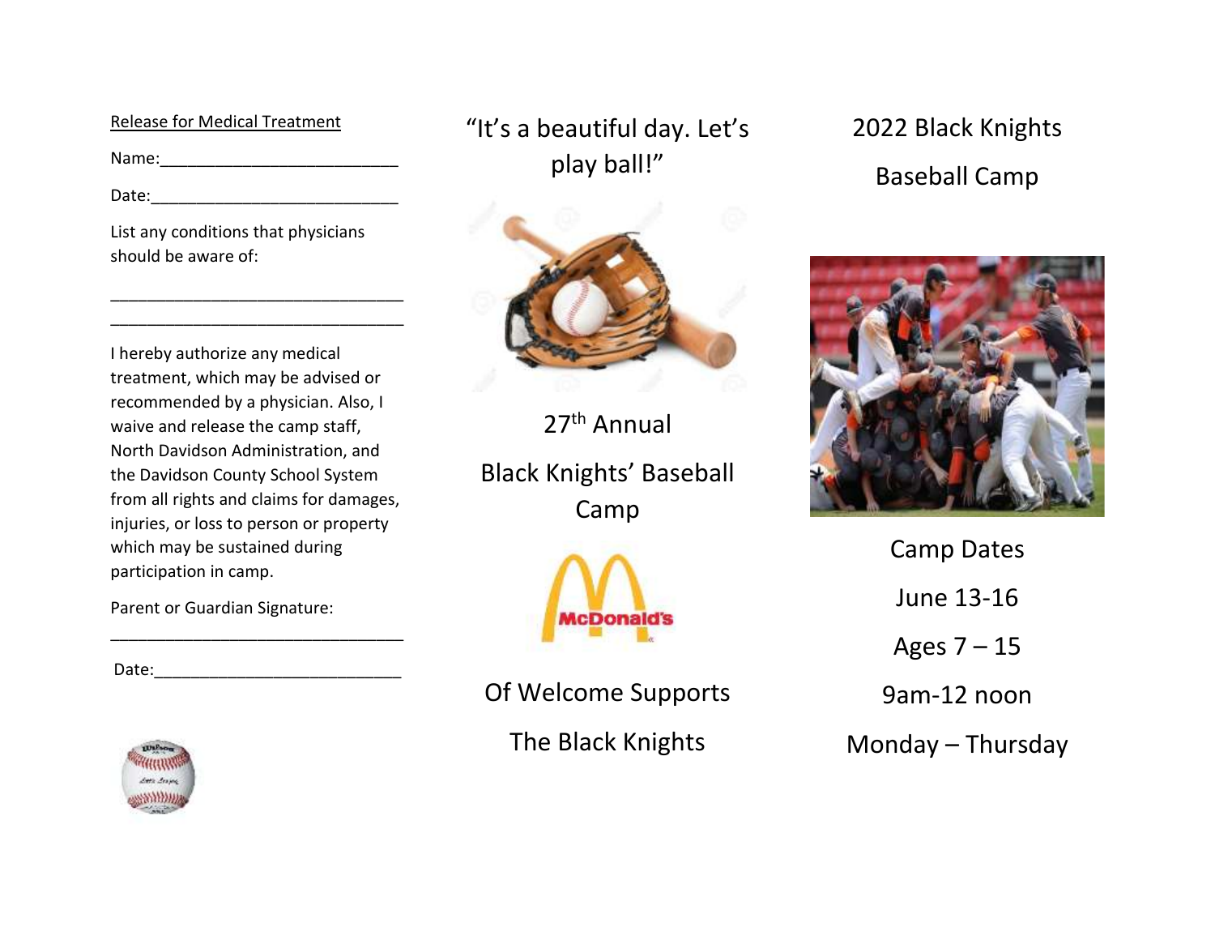Release for Medical Treatment

Name:__________________________

Date:___________________________

List any conditions that physicians should be aware of:

________________________________
________________________________

I hereby authorize any medical treatment, which may be advised or recommended by a physician. Also, I waive and release the camp staff, North Davidson Administration, and the Davidson County School System from all rights and claims for damages, injuries, or loss to person or property which may be sustained during participation in camp.

Parent or Guardian Signature:

________________________________

Date:___________________________

"It's a beautiful day. Let's play ball!"

27th Annual

Black Knights' Baseball Camp

McDonald's

Of Welcome Supports

The Black Knights

# 2022 Black Knights Baseball Camp

Camp Dates

June 13-16

Ages 7 – 15

9am-12 noon

Monday – Thursday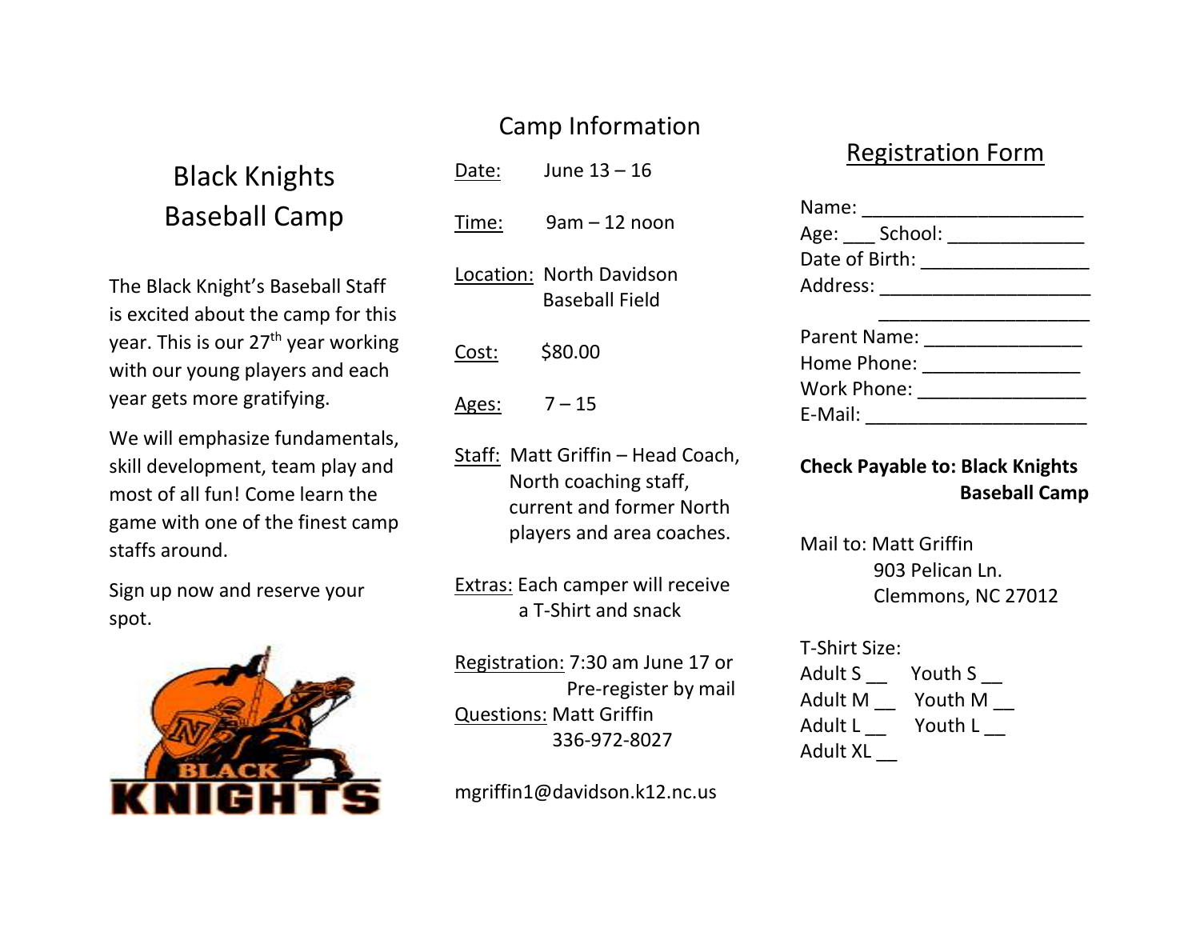# Black Knights Baseball Camp

The Black Knight's Baseball Staff is excited about the camp for this year. This is our 27th year working with our young players and each year gets more gratifying.

We will emphasize fundamentals, skill development, team play and most of all fun! Come learn the game with one of the finest camp staffs around.

Sign up now and reserve your spot.

BLACK KNIGHTS

## Camp Information

Date: June 13 – 16

Time: 9am – 12 noon

Location: North Davidson Baseball Field

Cost: $80.00

Ages: 7 – 15

Staff: Matt Griffin – Head Coach, North coaching staff, current and former North players and area coaches.

Extras: Each camper will receive a T-Shirt and snack

Registration: 7:30 am June 17 or Pre-register by mail

Questions: Matt Griffin 336-972-8027

mgriffin1@davidson.k12.nc.us

## Registration Form

Name: ____________________

Age: ___ School: ____________

Date of Birth: _______________

Address: ___________________

___________________

Parent Name: ______________

Home Phone: ______________

Work Phone: _______________

E-Mail: ____________________

**Check Payable to: Black Knights Baseball Camp**

Mail to: Matt Griffin
903 Pelican Ln.
Clemmons, NC 27012

T-Shirt Size:

Adult S __ Youth S __

Adult M __ Youth M __

Adult L __ Youth L __

Adult XL __